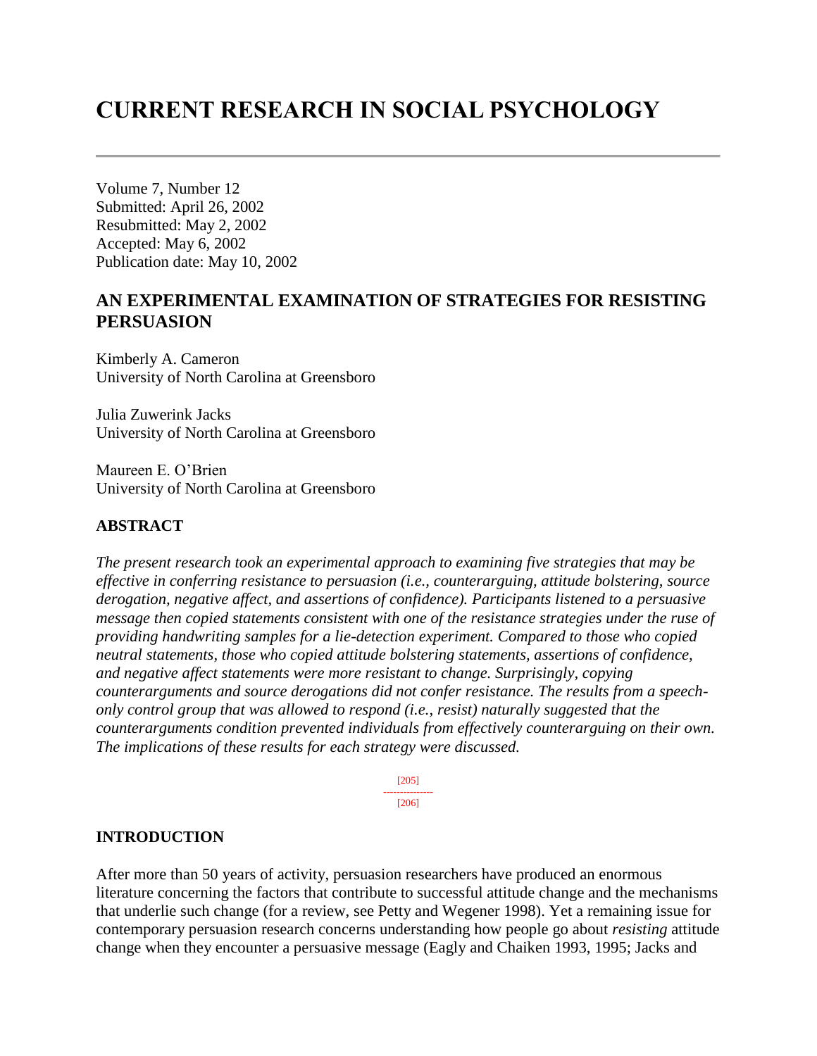# CURRENT RESEARCH IN SOCIAL PSYCHOLOGY

---

Volume 7, Number 12
Submitted: April 26, 2002
Resubmitted: May 2, 2002
Accepted: May 6, 2002
Publication date: May 10, 2002

## AN EXPERIMENTAL EXAMINATION OF STRATEGIES FOR RESISTING PERSUASION

Kimberly A. Cameron
University of North Carolina at Greensboro

Julia Zuwerink Jacks
University of North Carolina at Greensboro

Maureen E. O'Brien
University of North Carolina at Greensboro

### ABSTRACT

*The present research took an experimental approach to examining five strategies that may be effective in conferring resistance to persuasion (i.e., counterarguing, attitude bolstering, source derogation, negative affect, and assertions of confidence). Participants listened to a persuasive message then copied statements consistent with one of the resistance strategies under the ruse of providing handwriting samples for a lie-detection experiment. Compared to those who copied neutral statements, those who copied attitude bolstering statements, assertions of confidence, and negative affect statements were more resistant to change. Surprisingly, copying counterarguments and source derogations did not confer resistance. The results from a speech-only control group that was allowed to respond (i.e., resist) naturally suggested that the counterarguments condition prevented individuals from effectively counterarguing on their own. The implications of these results for each strategy were discussed.*

### INTRODUCTION

After more than 50 years of activity, persuasion researchers have produced an enormous literature concerning the factors that contribute to successful attitude change and the mechanisms that underlie such change (for a review, see Petty and Wegener 1998). Yet a remaining issue for contemporary persuasion research concerns understanding how people go about *resisting* attitude change when they encounter a persuasive message (Eagly and Chaiken 1993, 1995; Jacks and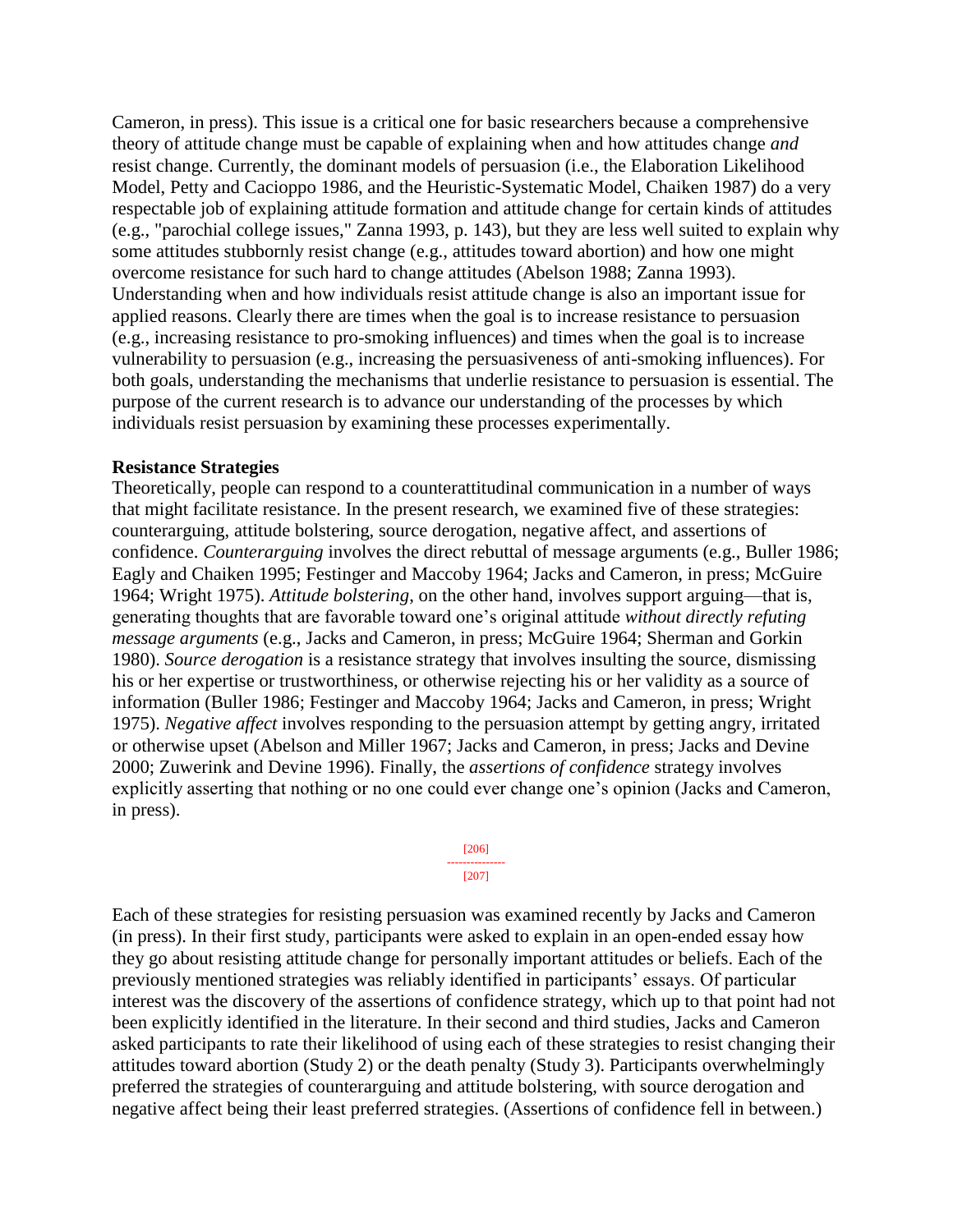Cameron, in press). This issue is a critical one for basic researchers because a comprehensive theory of attitude change must be capable of explaining when and how attitudes change *and* resist change. Currently, the dominant models of persuasion (i.e., the Elaboration Likelihood Model, Petty and Cacioppo 1986, and the Heuristic-Systematic Model, Chaiken 1987) do a very respectable job of explaining attitude formation and attitude change for certain kinds of attitudes (e.g., "parochial college issues," Zanna 1993, p. 143), but they are less well suited to explain why some attitudes stubbornly resist change (e.g., attitudes toward abortion) and how one might overcome resistance for such hard to change attitudes (Abelson 1988; Zanna 1993). Understanding when and how individuals resist attitude change is also an important issue for applied reasons. Clearly there are times when the goal is to increase resistance to persuasion (e.g., increasing resistance to pro-smoking influences) and times when the goal is to increase vulnerability to persuasion (e.g., increasing the persuasiveness of anti-smoking influences). For both goals, understanding the mechanisms that underlie resistance to persuasion is essential. The purpose of the current research is to advance our understanding of the processes by which individuals resist persuasion by examining these processes experimentally.

**Resistance Strategies**

Theoretically, people can respond to a counterattitudinal communication in a number of ways that might facilitate resistance. In the present research, we examined five of these strategies: counterarguing, attitude bolstering, source derogation, negative affect, and assertions of confidence. *Counterarguing* involves the direct rebuttal of message arguments (e.g., Buller 1986; Eagly and Chaiken 1995; Festinger and Maccoby 1964; Jacks and Cameron, in press; McGuire 1964; Wright 1975). *Attitude bolstering*, on the other hand, involves support arguing—that is, generating thoughts that are favorable toward one's original attitude *without directly refuting message arguments* (e.g., Jacks and Cameron, in press; McGuire 1964; Sherman and Gorkin 1980). *Source derogation* is a resistance strategy that involves insulting the source, dismissing his or her expertise or trustworthiness, or otherwise rejecting his or her validity as a source of information (Buller 1986; Festinger and Maccoby 1964; Jacks and Cameron, in press; Wright 1975). *Negative affect* involves responding to the persuasion attempt by getting angry, irritated or otherwise upset (Abelson and Miller 1967; Jacks and Cameron, in press; Jacks and Devine 2000; Zuwerink and Devine 1996). Finally, the *assertions of confidence* strategy involves explicitly asserting that nothing or no one could ever change one's opinion (Jacks and Cameron, in press).

Each of these strategies for resisting persuasion was examined recently by Jacks and Cameron (in press). In their first study, participants were asked to explain in an open-ended essay how they go about resisting attitude change for personally important attitudes or beliefs. Each of the previously mentioned strategies was reliably identified in participants' essays. Of particular interest was the discovery of the assertions of confidence strategy, which up to that point had not been explicitly identified in the literature. In their second and third studies, Jacks and Cameron asked participants to rate their likelihood of using each of these strategies to resist changing their attitudes toward abortion (Study 2) or the death penalty (Study 3). Participants overwhelmingly preferred the strategies of counterarguing and attitude bolstering, with source derogation and negative affect being their least preferred strategies. (Assertions of confidence fell in between.)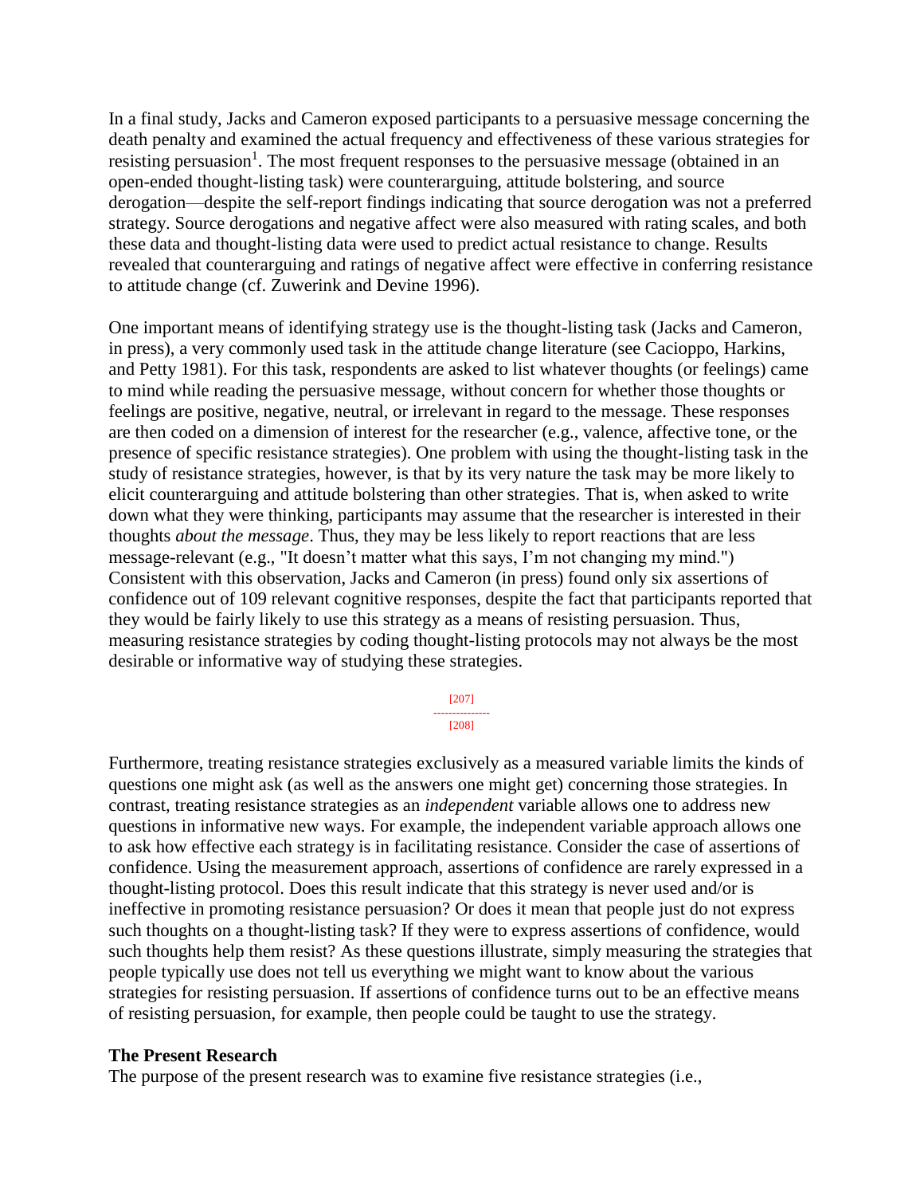In a final study, Jacks and Cameron exposed participants to a persuasive message concerning the death penalty and examined the actual frequency and effectiveness of these various strategies for resisting persuasion[1]. The most frequent responses to the persuasive message (obtained in an open-ended thought-listing task) were counterarguing, attitude bolstering, and source derogation—despite the self-report findings indicating that source derogation was not a preferred strategy. Source derogations and negative affect were also measured with rating scales, and both these data and thought-listing data were used to predict actual resistance to change. Results revealed that counterarguing and ratings of negative affect were effective in conferring resistance to attitude change (cf. Zuwerink and Devine 1996).

One important means of identifying strategy use is the thought-listing task (Jacks and Cameron, in press), a very commonly used task in the attitude change literature (see Cacioppo, Harkins, and Petty 1981). For this task, respondents are asked to list whatever thoughts (or feelings) came to mind while reading the persuasive message, without concern for whether those thoughts or feelings are positive, negative, neutral, or irrelevant in regard to the message. These responses are then coded on a dimension of interest for the researcher (e.g., valence, affective tone, or the presence of specific resistance strategies). One problem with using the thought-listing task in the study of resistance strategies, however, is that by its very nature the task may be more likely to elicit counterarguing and attitude bolstering than other strategies. That is, when asked to write down what they were thinking, participants may assume that the researcher is interested in their thoughts *about the message*. Thus, they may be less likely to report reactions that are less message-relevant (e.g., "It doesn't matter what this says, I'm not changing my mind.") Consistent with this observation, Jacks and Cameron (in press) found only six assertions of confidence out of 109 relevant cognitive responses, despite the fact that participants reported that they would be fairly likely to use this strategy as a means of resisting persuasion. Thus, measuring resistance strategies by coding thought-listing protocols may not always be the most desirable or informative way of studying these strategies.

Furthermore, treating resistance strategies exclusively as a measured variable limits the kinds of questions one might ask (as well as the answers one might get) concerning those strategies. In contrast, treating resistance strategies as an *independent* variable allows one to address new questions in informative new ways. For example, the independent variable approach allows one to ask how effective each strategy is in facilitating resistance. Consider the case of assertions of confidence. Using the measurement approach, assertions of confidence are rarely expressed in a thought-listing protocol. Does this result indicate that this strategy is never used and/or is ineffective in promoting resistance persuasion? Or does it mean that people just do not express such thoughts on a thought-listing task? If they were to express assertions of confidence, would such thoughts help them resist? As these questions illustrate, simply measuring the strategies that people typically use does not tell us everything we might want to know about the various strategies for resisting persuasion. If assertions of confidence turns out to be an effective means of resisting persuasion, for example, then people could be taught to use the strategy.

**The Present Research**

The purpose of the present research was to examine five resistance strategies (i.e.,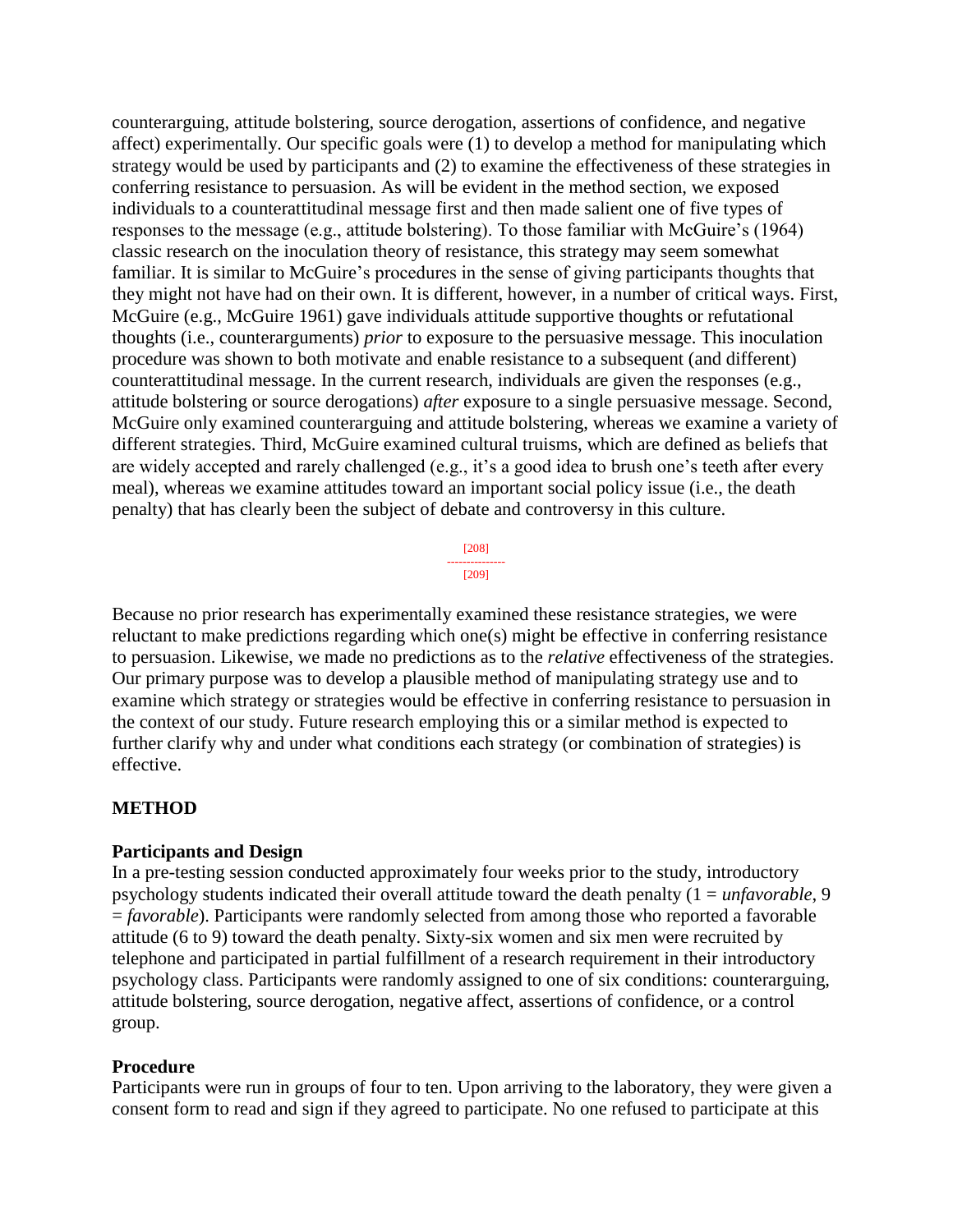counterarguing, attitude bolstering, source derogation, assertions of confidence, and negative affect) experimentally. Our specific goals were (1) to develop a method for manipulating which strategy would be used by participants and (2) to examine the effectiveness of these strategies in conferring resistance to persuasion. As will be evident in the method section, we exposed individuals to a counterattitudinal message first and then made salient one of five types of responses to the message (e.g., attitude bolstering). To those familiar with McGuire's (1964) classic research on the inoculation theory of resistance, this strategy may seem somewhat familiar. It is similar to McGuire's procedures in the sense of giving participants thoughts that they might not have had on their own. It is different, however, in a number of critical ways. First, McGuire (e.g., McGuire 1961) gave individuals attitude supportive thoughts or refutational thoughts (i.e., counterarguments) *prior* to exposure to the persuasive message. This inoculation procedure was shown to both motivate and enable resistance to a subsequent (and different) counterattitudinal message. In the current research, individuals are given the responses (e.g., attitude bolstering or source derogations) *after* exposure to a single persuasive message. Second, McGuire only examined counterarguing and attitude bolstering, whereas we examine a variety of different strategies. Third, McGuire examined cultural truisms, which are defined as beliefs that are widely accepted and rarely challenged (e.g., it's a good idea to brush one's teeth after every meal), whereas we examine attitudes toward an important social policy issue (i.e., the death penalty) that has clearly been the subject of debate and controversy in this culture.

Because no prior research has experimentally examined these resistance strategies, we were reluctant to make predictions regarding which one(s) might be effective in conferring resistance to persuasion. Likewise, we made no predictions as to the *relative* effectiveness of the strategies. Our primary purpose was to develop a plausible method of manipulating strategy use and to examine which strategy or strategies would be effective in conferring resistance to persuasion in the context of our study. Future research employing this or a similar method is expected to further clarify why and under what conditions each strategy (or combination of strategies) is effective.

## METHOD

### Participants and Design

In a pre-testing session conducted approximately four weeks prior to the study, introductory psychology students indicated their overall attitude toward the death penalty (1 = *unfavorable*, 9 = *favorable*). Participants were randomly selected from among those who reported a favorable attitude (6 to 9) toward the death penalty. Sixty-six women and six men were recruited by telephone and participated in partial fulfillment of a research requirement in their introductory psychology class. Participants were randomly assigned to one of six conditions: counterarguing, attitude bolstering, source derogation, negative affect, assertions of confidence, or a control group.

### Procedure

Participants were run in groups of four to ten. Upon arriving to the laboratory, they were given a consent form to read and sign if they agreed to participate. No one refused to participate at this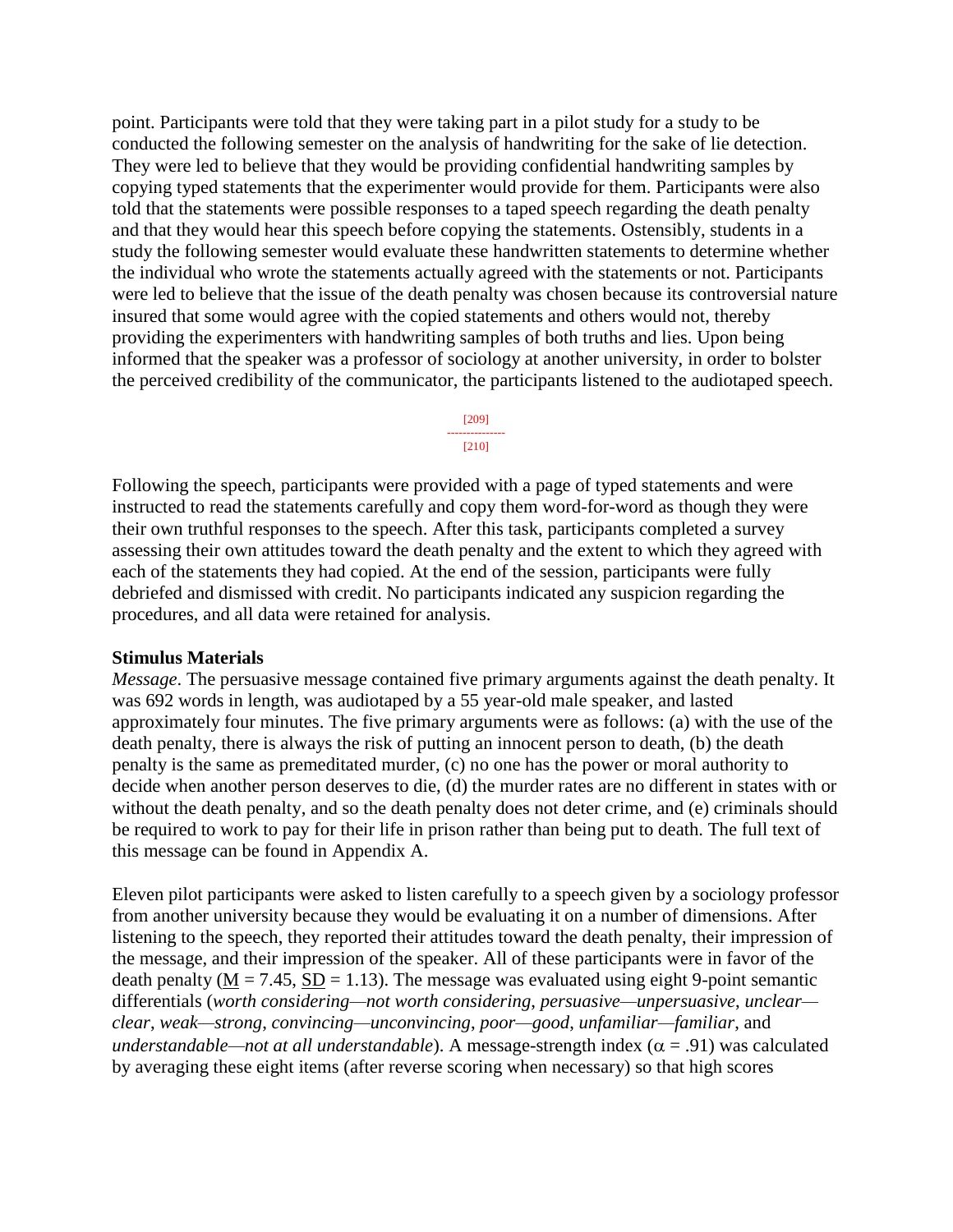point. Participants were told that they were taking part in a pilot study for a study to be conducted the following semester on the analysis of handwriting for the sake of lie detection. They were led to believe that they would be providing confidential handwriting samples by copying typed statements that the experimenter would provide for them. Participants were also told that the statements were possible responses to a taped speech regarding the death penalty and that they would hear this speech before copying the statements. Ostensibly, students in a study the following semester would evaluate these handwritten statements to determine whether the individual who wrote the statements actually agreed with the statements or not. Participants were led to believe that the issue of the death penalty was chosen because its controversial nature insured that some would agree with the copied statements and others would not, thereby providing the experimenters with handwriting samples of both truths and lies. Upon being informed that the speaker was a professor of sociology at another university, in order to bolster the perceived credibility of the communicator, the participants listened to the audiotaped speech.

Following the speech, participants were provided with a page of typed statements and were instructed to read the statements carefully and copy them word-for-word as though they were their own truthful responses to the speech. After this task, participants completed a survey assessing their own attitudes toward the death penalty and the extent to which they agreed with each of the statements they had copied. At the end of the session, participants were fully debriefed and dismissed with credit. No participants indicated any suspicion regarding the procedures, and all data were retained for analysis.

**Stimulus Materials**

*Message*. The persuasive message contained five primary arguments against the death penalty. It was 692 words in length, was audiotaped by a 55 year-old male speaker, and lasted approximately four minutes. The five primary arguments were as follows: (a) with the use of the death penalty, there is always the risk of putting an innocent person to death, (b) the death penalty is the same as premeditated murder, (c) no one has the power or moral authority to decide when another person deserves to die, (d) the murder rates are no different in states with or without the death penalty, and so the death penalty does not deter crime, and (e) criminals should be required to work to pay for their life in prison rather than being put to death. The full text of this message can be found in Appendix A.

Eleven pilot participants were asked to listen carefully to a speech given by a sociology professor from another university because they would be evaluating it on a number of dimensions. After listening to the speech, they reported their attitudes toward the death penalty, their impression of the message, and their impression of the speaker. All of these participants were in favor of the death penalty ($M = 7.45$, $SD = 1.13$). The message was evaluated using eight 9-point semantic differentials (*worth considering*—*not worth considering*, *persuasive*—*unpersuasive*, *unclear*—*clear*, *weak*—*strong*, *convincing*—*unconvincing*, *poor*—*good*, *unfamiliar*—*familiar*, and *understandable*—*not at all understandable*). A message-strength index ($\alpha = .91$) was calculated by averaging these eight items (after reverse scoring when necessary) so that high scores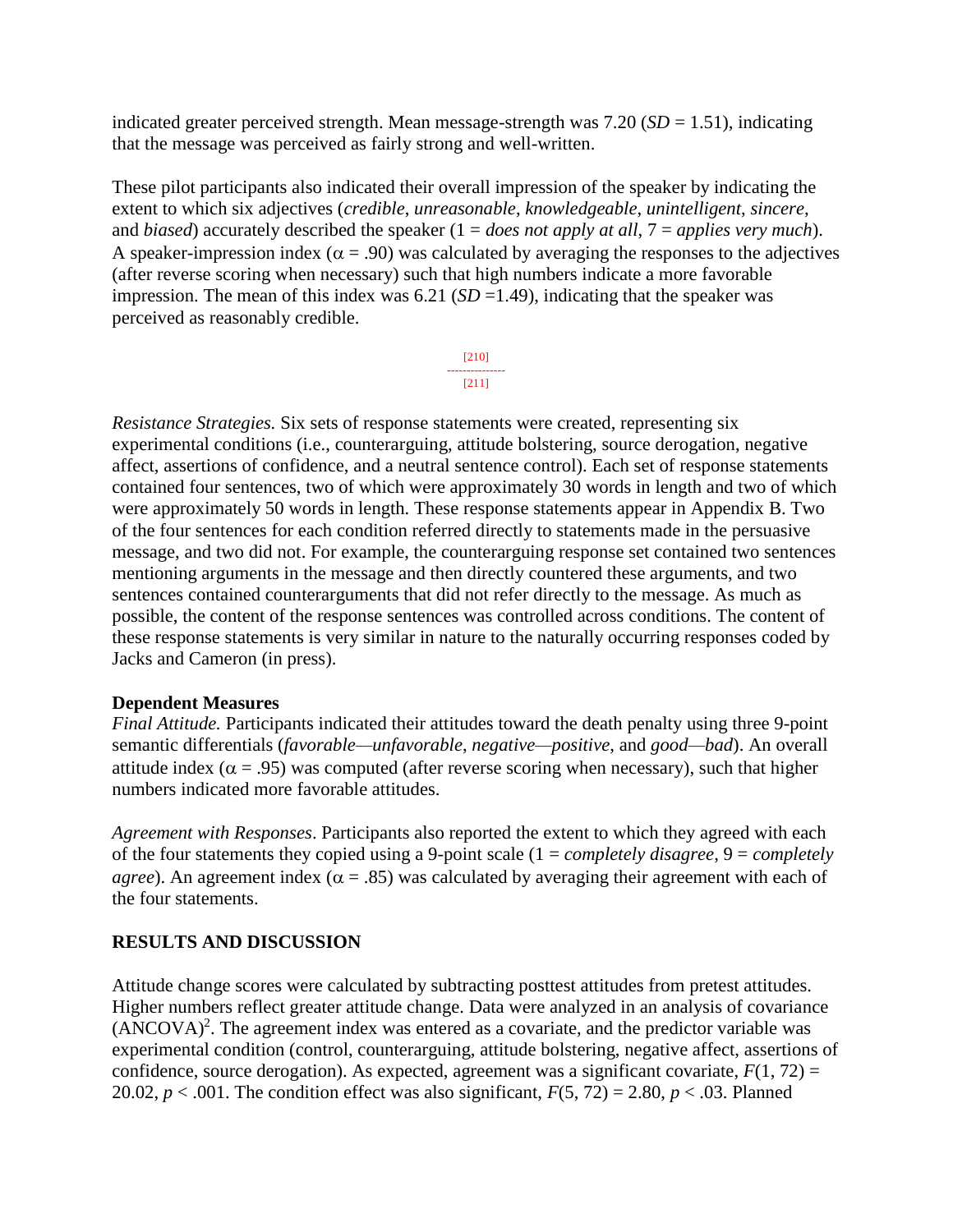indicated greater perceived strength. Mean message-strength was 7.20 ($SD$ = 1.51), indicating that the message was perceived as fairly strong and well-written.

These pilot participants also indicated their overall impression of the speaker by indicating the extent to which six adjectives (*credible*, *unreasonable*, *knowledgeable*, *unintelligent*, *sincere*, and *biased*) accurately described the speaker (1 = *does not apply at all*, 7 = *applies very much*). A speaker-impression index ($\alpha$ = .90) was calculated by averaging the responses to the adjectives (after reverse scoring when necessary) such that high numbers indicate a more favorable impression. The mean of this index was 6.21 ($SD$ =1.49), indicating that the speaker was perceived as reasonably credible.

*Resistance Strategies.* Six sets of response statements were created, representing six experimental conditions (i.e., counterarguing, attitude bolstering, source derogation, negative affect, assertions of confidence, and a neutral sentence control). Each set of response statements contained four sentences, two of which were approximately 30 words in length and two of which were approximately 50 words in length. These response statements appear in Appendix B. Two of the four sentences for each condition referred directly to statements made in the persuasive message, and two did not. For example, the counterarguing response set contained two sentences mentioning arguments in the message and then directly countered these arguments, and two sentences contained counterarguments that did not refer directly to the message. As much as possible, the content of the response sentences was controlled across conditions. The content of these response statements is very similar in nature to the naturally occurring responses coded by Jacks and Cameron (in press).

**Dependent Measures**

*Final Attitude.* Participants indicated their attitudes toward the death penalty using three 9-point semantic differentials (*favorable*—*unfavorable*, *negative*—*positive*, and *good*—*bad*). An overall attitude index ($\alpha$ = .95) was computed (after reverse scoring when necessary), such that higher numbers indicated more favorable attitudes.

*Agreement with Responses*. Participants also reported the extent to which they agreed with each of the four statements they copied using a 9-point scale (1 = *completely disagree*, 9 = *completely agree*). An agreement index ($\alpha$ = .85) was calculated by averaging their agreement with each of the four statements.

## RESULTS AND DISCUSSION

Attitude change scores were calculated by subtracting posttest attitudes from pretest attitudes. Higher numbers reflect greater attitude change. Data were analyzed in an analysis of covariance (ANCOVA)[2]. The agreement index was entered as a covariate, and the predictor variable was experimental condition (control, counterarguing, attitude bolstering, negative affect, assertions of confidence, source derogation). As expected, agreement was a significant covariate, $F(1, 72) = 20.02$, $p < .001$. The condition effect was also significant, $F(5, 72) = 2.80$, $p < .03$. Planned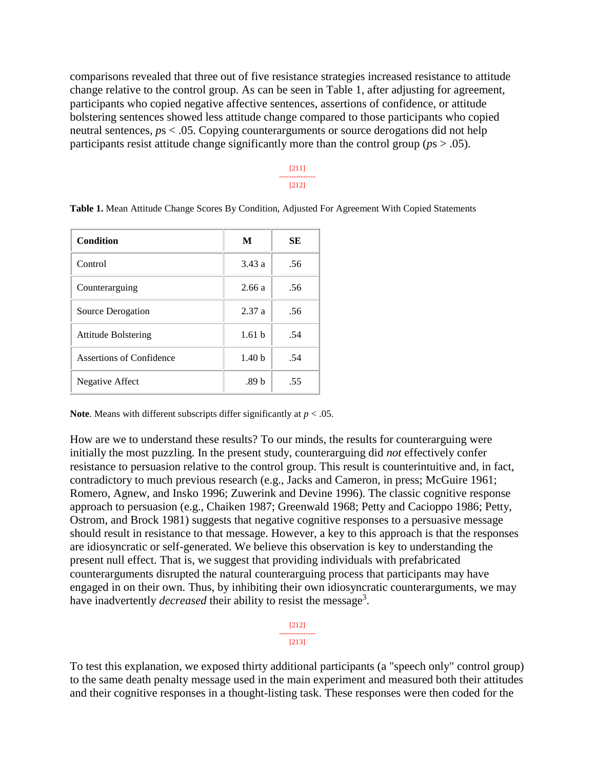comparisons revealed that three out of five resistance strategies increased resistance to attitude change relative to the control group. As can be seen in Table 1, after adjusting for agreement, participants who copied negative affective sentences, assertions of confidence, or attitude bolstering sentences showed less attitude change compared to those participants who copied neutral sentences, *p*s < .05. Copying counterarguments or source derogations did not help participants resist attitude change significantly more than the control group (*p*s > .05).

**Table 1.** Mean Attitude Change Scores By Condition, Adjusted For Agreement With Copied Statements

| Condition | M | SE |
|---|---|---|
| Control | 3.43 a | .56 |
| Counterarguing | 2.66 a | .56 |
| Source Derogation | 2.37 a | .56 |
| Attitude Bolstering | 1.61 b | .54 |
| Assertions of Confidence | 1.40 b | .54 |
| Negative Affect | .89 b | .55 |

**Note**. Means with different subscripts differ significantly at *p* < .05.

How are we to understand these results? To our minds, the results for counterarguing were initially the most puzzling. In the present study, counterarguing did *not* effectively confer resistance to persuasion relative to the control group. This result is counterintuitive and, in fact, contradictory to much previous research (e.g., Jacks and Cameron, in press; McGuire 1961; Romero, Agnew, and Insko 1996; Zuwerink and Devine 1996). The classic cognitive response approach to persuasion (e.g., Chaiken 1987; Greenwald 1968; Petty and Cacioppo 1986; Petty, Ostrom, and Brock 1981) suggests that negative cognitive responses to a persuasive message should result in resistance to that message. However, a key to this approach is that the responses are idiosyncratic or self-generated. We believe this observation is key to understanding the present null effect. That is, we suggest that providing individuals with prefabricated counterarguments disrupted the natural counterarguing process that participants may have engaged in on their own. Thus, by inhibiting their own idiosyncratic counterarguments, we may have inadvertently *decreased* their ability to resist the message[3].

To test this explanation, we exposed thirty additional participants (a "speech only" control group) to the same death penalty message used in the main experiment and measured both their attitudes and their cognitive responses in a thought-listing task. These responses were then coded for the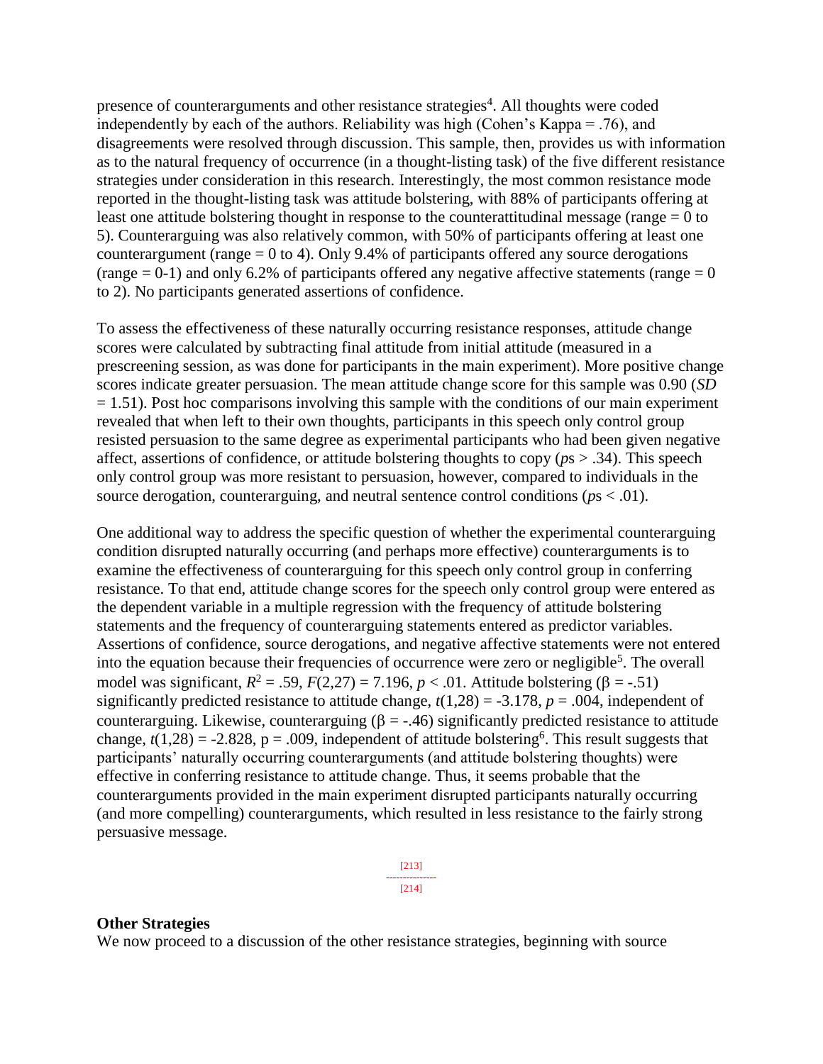presence of counterarguments and other resistance strategies[4]. All thoughts were coded independently by each of the authors. Reliability was high (Cohen's Kappa = .76), and disagreements were resolved through discussion. This sample, then, provides us with information as to the natural frequency of occurrence (in a thought-listing task) of the five different resistance strategies under consideration in this research. Interestingly, the most common resistance mode reported in the thought-listing task was attitude bolstering, with 88% of participants offering at least one attitude bolstering thought in response to the counterattitudinal message (range = 0 to 5). Counterarguing was also relatively common, with 50% of participants offering at least one counterargument (range = 0 to 4). Only 9.4% of participants offered any source derogations (range = 0-1) and only 6.2% of participants offered any negative affective statements (range = 0 to 2). No participants generated assertions of confidence.

To assess the effectiveness of these naturally occurring resistance responses, attitude change scores were calculated by subtracting final attitude from initial attitude (measured in a prescreening session, as was done for participants in the main experiment). More positive change scores indicate greater persuasion. The mean attitude change score for this sample was 0.90 (*SD* = 1.51). Post hoc comparisons involving this sample with the conditions of our main experiment revealed that when left to their own thoughts, participants in this speech only control group resisted persuasion to the same degree as experimental participants who had been given negative affect, assertions of confidence, or attitude bolstering thoughts to copy ($ps > .34$). This speech only control group was more resistant to persuasion, however, compared to individuals in the source derogation, counterarguing, and neutral sentence control conditions ($ps < .01$).

One additional way to address the specific question of whether the experimental counterarguing condition disrupted naturally occurring (and perhaps more effective) counterarguments is to examine the effectiveness of counterarguing for this speech only control group in conferring resistance. To that end, attitude change scores for the speech only control group were entered as the dependent variable in a multiple regression with the frequency of attitude bolstering statements and the frequency of counterarguing statements entered as predictor variables. Assertions of confidence, source derogations, and negative affective statements were not entered into the equation because their frequencies of occurrence were zero or negligible[5]. The overall model was significant, $R^2 = .59$, $F(2,27) = 7.196$, $p < .01$. Attitude bolstering ($\beta = -.51$) significantly predicted resistance to attitude change, $t(1,28) = -3.178$, $p = .004$, independent of counterarguing. Likewise, counterarguing ($\beta = -.46$) significantly predicted resistance to attitude change, $t(1,28) = -2.828$, $p = .009$, independent of attitude bolstering[6]. This result suggests that participants' naturally occurring counterarguments (and attitude bolstering thoughts) were effective in conferring resistance to attitude change. Thus, it seems probable that the counterarguments provided in the main experiment disrupted participants naturally occurring (and more compelling) counterarguments, which resulted in less resistance to the fairly strong persuasive message.

**Other Strategies**

We now proceed to a discussion of the other resistance strategies, beginning with source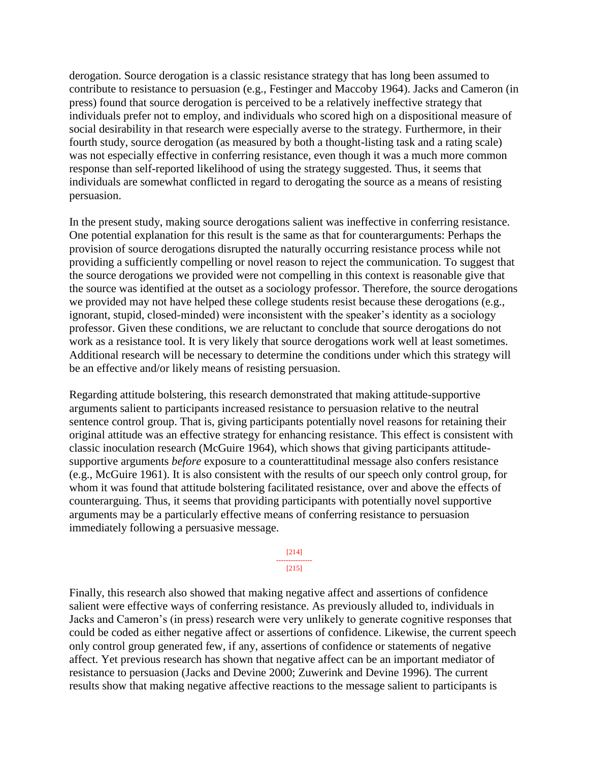derogation. Source derogation is a classic resistance strategy that has long been assumed to contribute to resistance to persuasion (e.g., Festinger and Maccoby 1964). Jacks and Cameron (in press) found that source derogation is perceived to be a relatively ineffective strategy that individuals prefer not to employ, and individuals who scored high on a dispositional measure of social desirability in that research were especially averse to the strategy. Furthermore, in their fourth study, source derogation (as measured by both a thought-listing task and a rating scale) was not especially effective in conferring resistance, even though it was a much more common response than self-reported likelihood of using the strategy suggested. Thus, it seems that individuals are somewhat conflicted in regard to derogating the source as a means of resisting persuasion.

In the present study, making source derogations salient was ineffective in conferring resistance. One potential explanation for this result is the same as that for counterarguments: Perhaps the provision of source derogations disrupted the naturally occurring resistance process while not providing a sufficiently compelling or novel reason to reject the communication. To suggest that the source derogations we provided were not compelling in this context is reasonable give that the source was identified at the outset as a sociology professor. Therefore, the source derogations we provided may not have helped these college students resist because these derogations (e.g., ignorant, stupid, closed-minded) were inconsistent with the speaker's identity as a sociology professor. Given these conditions, we are reluctant to conclude that source derogations do not work as a resistance tool. It is very likely that source derogations work well at least sometimes. Additional research will be necessary to determine the conditions under which this strategy will be an effective and/or likely means of resisting persuasion.

Regarding attitude bolstering, this research demonstrated that making attitude-supportive arguments salient to participants increased resistance to persuasion relative to the neutral sentence control group. That is, giving participants potentially novel reasons for retaining their original attitude was an effective strategy for enhancing resistance. This effect is consistent with classic inoculation research (McGuire 1964), which shows that giving participants attitude-supportive arguments *before* exposure to a counterattitudinal message also confers resistance (e.g., McGuire 1961). It is also consistent with the results of our speech only control group, for whom it was found that attitude bolstering facilitated resistance, over and above the effects of counterarguing. Thus, it seems that providing participants with potentially novel supportive arguments may be a particularly effective means of conferring resistance to persuasion immediately following a persuasive message.

Finally, this research also showed that making negative affect and assertions of confidence salient were effective ways of conferring resistance. As previously alluded to, individuals in Jacks and Cameron's (in press) research were very unlikely to generate cognitive responses that could be coded as either negative affect or assertions of confidence. Likewise, the current speech only control group generated few, if any, assertions of confidence or statements of negative affect. Yet previous research has shown that negative affect can be an important mediator of resistance to persuasion (Jacks and Devine 2000; Zuwerink and Devine 1996). The current results show that making negative affective reactions to the message salient to participants is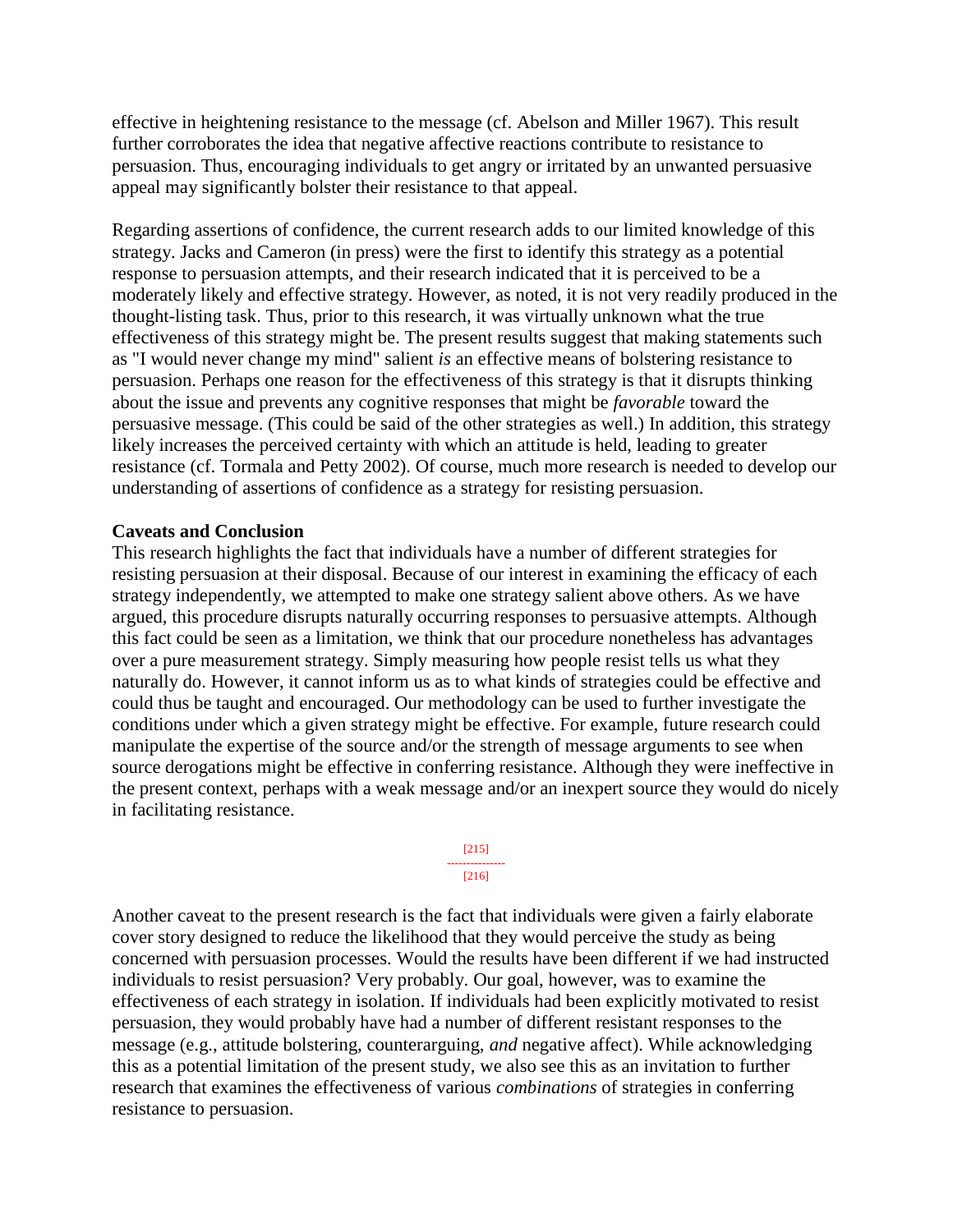effective in heightening resistance to the message (cf. Abelson and Miller 1967). This result further corroborates the idea that negative affective reactions contribute to resistance to persuasion. Thus, encouraging individuals to get angry or irritated by an unwanted persuasive appeal may significantly bolster their resistance to that appeal.

Regarding assertions of confidence, the current research adds to our limited knowledge of this strategy. Jacks and Cameron (in press) were the first to identify this strategy as a potential response to persuasion attempts, and their research indicated that it is perceived to be a moderately likely and effective strategy. However, as noted, it is not very readily produced in the thought-listing task. Thus, prior to this research, it was virtually unknown what the true effectiveness of this strategy might be. The present results suggest that making statements such as "I would never change my mind" salient *is* an effective means of bolstering resistance to persuasion. Perhaps one reason for the effectiveness of this strategy is that it disrupts thinking about the issue and prevents any cognitive responses that might be *favorable* toward the persuasive message. (This could be said of the other strategies as well.) In addition, this strategy likely increases the perceived certainty with which an attitude is held, leading to greater resistance (cf. Tormala and Petty 2002). Of course, much more research is needed to develop our understanding of assertions of confidence as a strategy for resisting persuasion.

**Caveats and Conclusion**

This research highlights the fact that individuals have a number of different strategies for resisting persuasion at their disposal. Because of our interest in examining the efficacy of each strategy independently, we attempted to make one strategy salient above others. As we have argued, this procedure disrupts naturally occurring responses to persuasive attempts. Although this fact could be seen as a limitation, we think that our procedure nonetheless has advantages over a pure measurement strategy. Simply measuring how people resist tells us what they naturally do. However, it cannot inform us as to what kinds of strategies could be effective and could thus be taught and encouraged. Our methodology can be used to further investigate the conditions under which a given strategy might be effective. For example, future research could manipulate the expertise of the source and/or the strength of message arguments to see when source derogations might be effective in conferring resistance. Although they were ineffective in the present context, perhaps with a weak message and/or an inexpert source they would do nicely in facilitating resistance.

Another caveat to the present research is the fact that individuals were given a fairly elaborate cover story designed to reduce the likelihood that they would perceive the study as being concerned with persuasion processes. Would the results have been different if we had instructed individuals to resist persuasion? Very probably. Our goal, however, was to examine the effectiveness of each strategy in isolation. If individuals had been explicitly motivated to resist persuasion, they would probably have had a number of different resistant responses to the message (e.g., attitude bolstering, counterarguing, *and* negative affect). While acknowledging this as a potential limitation of the present study, we also see this as an invitation to further research that examines the effectiveness of various *combinations* of strategies in conferring resistance to persuasion.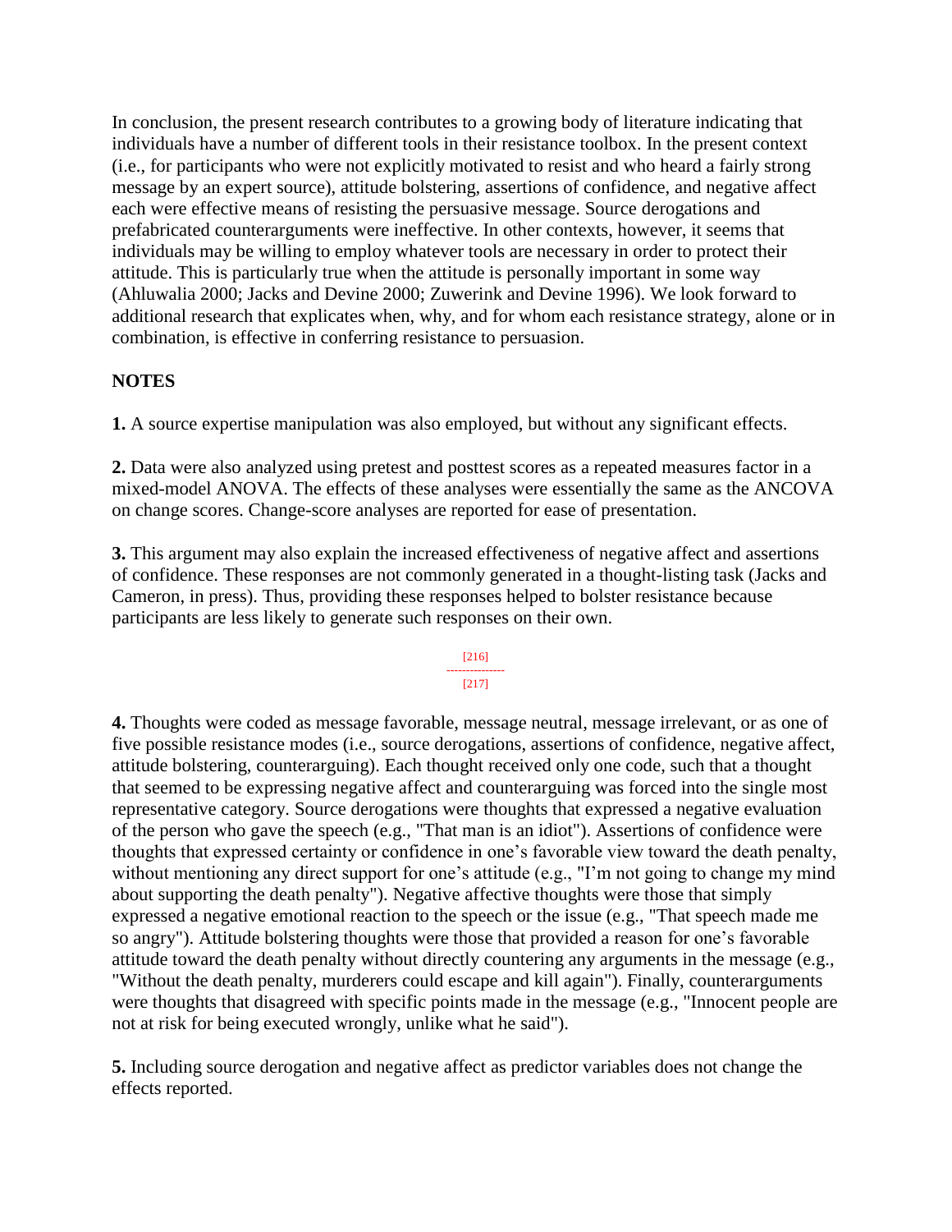In conclusion, the present research contributes to a growing body of literature indicating that individuals have a number of different tools in their resistance toolbox. In the present context (i.e., for participants who were not explicitly motivated to resist and who heard a fairly strong message by an expert source), attitude bolstering, assertions of confidence, and negative affect each were effective means of resisting the persuasive message. Source derogations and prefabricated counterarguments were ineffective. In other contexts, however, it seems that individuals may be willing to employ whatever tools are necessary in order to protect their attitude. This is particularly true when the attitude is personally important in some way (Ahluwalia 2000; Jacks and Devine 2000; Zuwerink and Devine 1996). We look forward to additional research that explicates when, why, and for whom each resistance strategy, alone or in combination, is effective in conferring resistance to persuasion.

## NOTES

**1.** A source expertise manipulation was also employed, but without any significant effects.

**2.** Data were also analyzed using pretest and posttest scores as a repeated measures factor in a mixed-model ANOVA. The effects of these analyses were essentially the same as the ANCOVA on change scores. Change-score analyses are reported for ease of presentation.

**3.** This argument may also explain the increased effectiveness of negative affect and assertions of confidence. These responses are not commonly generated in a thought-listing task (Jacks and Cameron, in press). Thus, providing these responses helped to bolster resistance because participants are less likely to generate such responses on their own.

**4.** Thoughts were coded as message favorable, message neutral, message irrelevant, or as one of five possible resistance modes (i.e., source derogations, assertions of confidence, negative affect, attitude bolstering, counterarguing). Each thought received only one code, such that a thought that seemed to be expressing negative affect and counterarguing was forced into the single most representative category. Source derogations were thoughts that expressed a negative evaluation of the person who gave the speech (e.g., "That man is an idiot"). Assertions of confidence were thoughts that expressed certainty or confidence in one's favorable view toward the death penalty, without mentioning any direct support for one's attitude (e.g., "I'm not going to change my mind about supporting the death penalty"). Negative affective thoughts were those that simply expressed a negative emotional reaction to the speech or the issue (e.g., "That speech made me so angry"). Attitude bolstering thoughts were those that provided a reason for one's favorable attitude toward the death penalty without directly countering any arguments in the message (e.g., "Without the death penalty, murderers could escape and kill again"). Finally, counterarguments were thoughts that disagreed with specific points made in the message (e.g., "Innocent people are not at risk for being executed wrongly, unlike what he said").

**5.** Including source derogation and negative affect as predictor variables does not change the effects reported.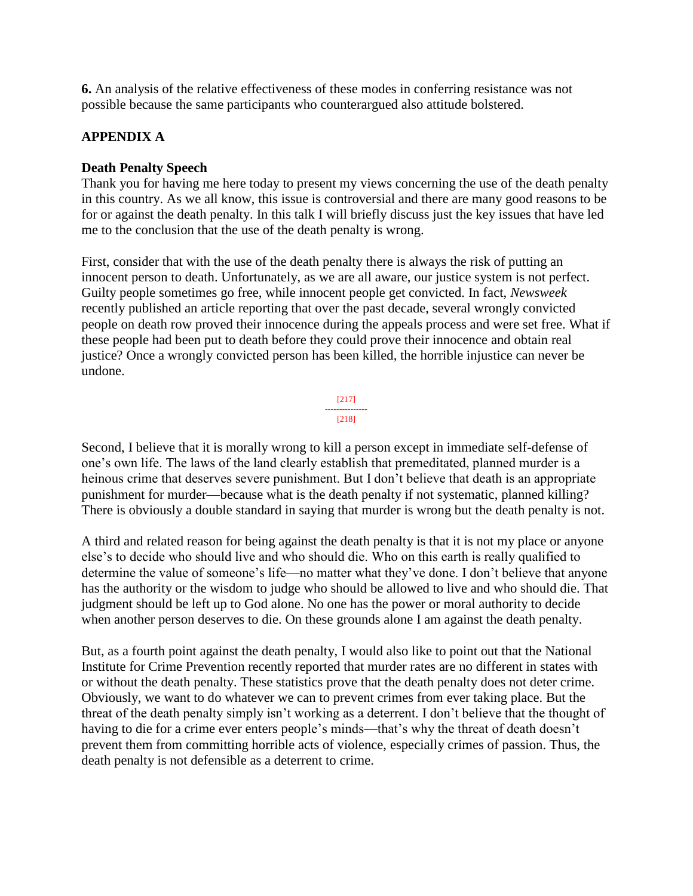**6.** An analysis of the relative effectiveness of these modes in conferring resistance was not possible because the same participants who counterargued also attitude bolstered.

## APPENDIX A

### Death Penalty Speech

Thank you for having me here today to present my views concerning the use of the death penalty in this country. As we all know, this issue is controversial and there are many good reasons to be for or against the death penalty. In this talk I will briefly discuss just the key issues that have led me to the conclusion that the use of the death penalty is wrong.

First, consider that with the use of the death penalty there is always the risk of putting an innocent person to death. Unfortunately, as we are all aware, our justice system is not perfect. Guilty people sometimes go free, while innocent people get convicted. In fact, *Newsweek* recently published an article reporting that over the past decade, several wrongly convicted people on death row proved their innocence during the appeals process and were set free. What if these people had been put to death before they could prove their innocence and obtain real justice? Once a wrongly convicted person has been killed, the horrible injustice can never be undone.

Second, I believe that it is morally wrong to kill a person except in immediate self-defense of one's own life. The laws of the land clearly establish that premeditated, planned murder is a heinous crime that deserves severe punishment. But I don't believe that death is an appropriate punishment for murder—because what is the death penalty if not systematic, planned killing? There is obviously a double standard in saying that murder is wrong but the death penalty is not.

A third and related reason for being against the death penalty is that it is not my place or anyone else's to decide who should live and who should die. Who on this earth is really qualified to determine the value of someone's life—no matter what they've done. I don't believe that anyone has the authority or the wisdom to judge who should be allowed to live and who should die. That judgment should be left up to God alone. No one has the power or moral authority to decide when another person deserves to die. On these grounds alone I am against the death penalty.

But, as a fourth point against the death penalty, I would also like to point out that the National Institute for Crime Prevention recently reported that murder rates are no different in states with or without the death penalty. These statistics prove that the death penalty does not deter crime. Obviously, we want to do whatever we can to prevent crimes from ever taking place. But the threat of the death penalty simply isn't working as a deterrent. I don't believe that the thought of having to die for a crime ever enters people's minds—that's why the threat of death doesn't prevent them from committing horrible acts of violence, especially crimes of passion. Thus, the death penalty is not defensible as a deterrent to crime.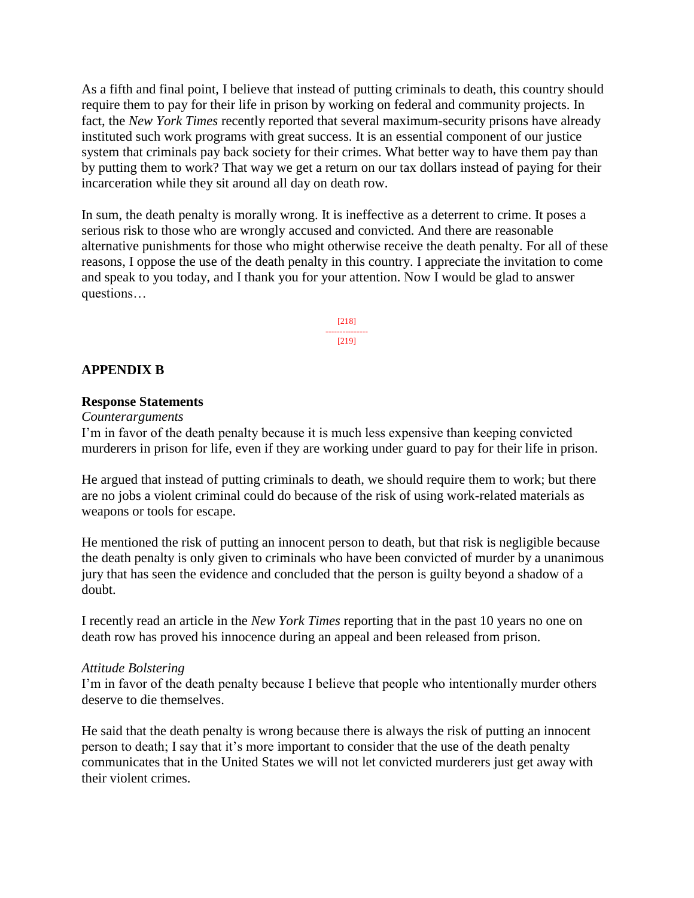As a fifth and final point, I believe that instead of putting criminals to death, this country should require them to pay for their life in prison by working on federal and community projects. In fact, the *New York Times* recently reported that several maximum-security prisons have already instituted such work programs with great success. It is an essential component of our justice system that criminals pay back society for their crimes. What better way to have them pay than by putting them to work? That way we get a return on our tax dollars instead of paying for their incarceration while they sit around all day on death row.

In sum, the death penalty is morally wrong. It is ineffective as a deterrent to crime. It poses a serious risk to those who are wrongly accused and convicted. And there are reasonable alternative punishments for those who might otherwise receive the death penalty. For all of these reasons, I oppose the use of the death penalty in this country. I appreciate the invitation to come and speak to you today, and I thank you for your attention. Now I would be glad to answer questions…

[218]
---------------
[219]

## APPENDIX B

### Response Statements

*Counterarguments*

I'm in favor of the death penalty because it is much less expensive than keeping convicted murderers in prison for life, even if they are working under guard to pay for their life in prison.

He argued that instead of putting criminals to death, we should require them to work; but there are no jobs a violent criminal could do because of the risk of using work-related materials as weapons or tools for escape.

He mentioned the risk of putting an innocent person to death, but that risk is negligible because the death penalty is only given to criminals who have been convicted of murder by a unanimous jury that has seen the evidence and concluded that the person is guilty beyond a shadow of a doubt.

I recently read an article in the *New York Times* reporting that in the past 10 years no one on death row has proved his innocence during an appeal and been released from prison.

*Attitude Bolstering*

I'm in favor of the death penalty because I believe that people who intentionally murder others deserve to die themselves.

He said that the death penalty is wrong because there is always the risk of putting an innocent person to death; I say that it's more important to consider that the use of the death penalty communicates that in the United States we will not let convicted murderers just get away with their violent crimes.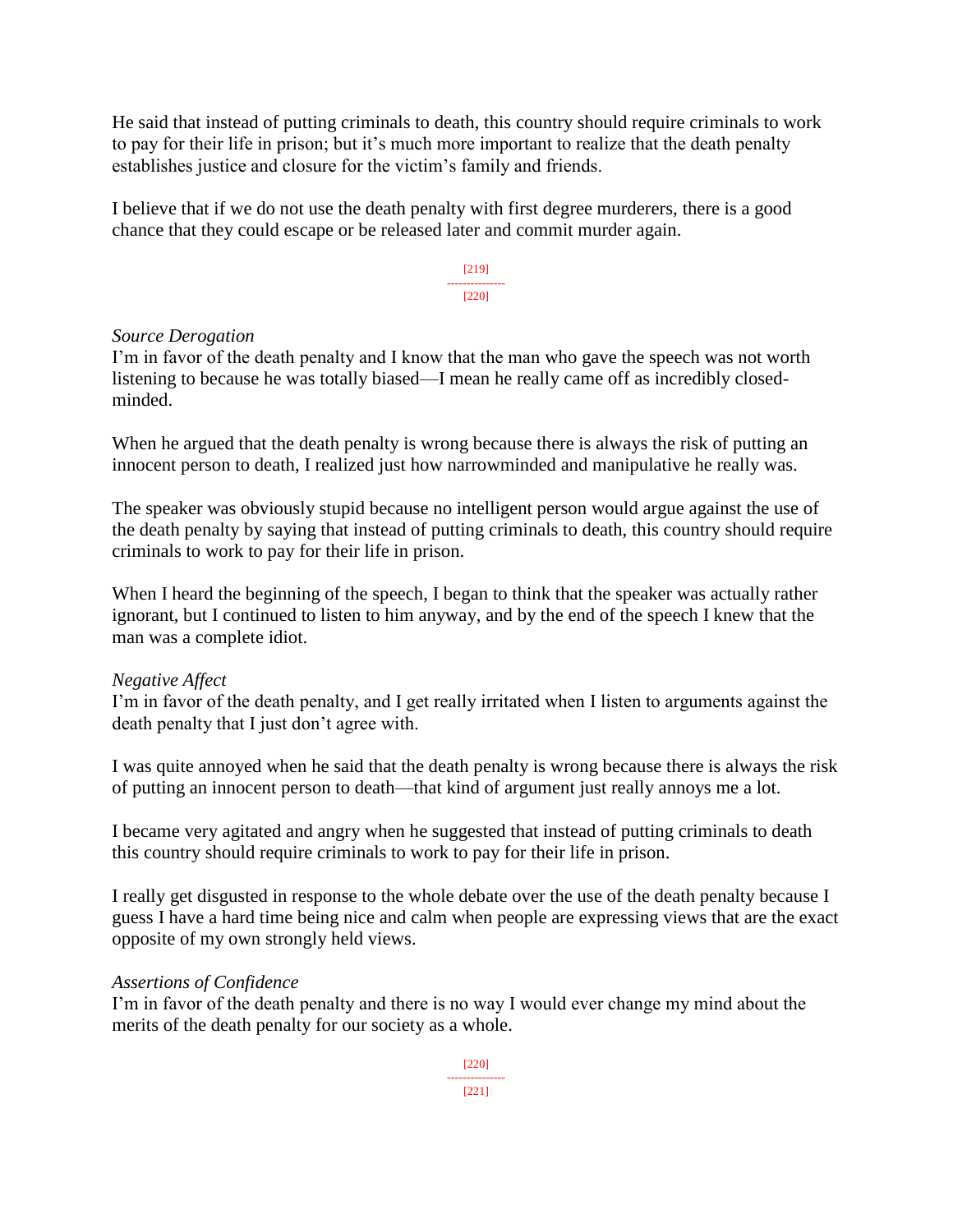He said that instead of putting criminals to death, this country should require criminals to work to pay for their life in prison; but it's much more important to realize that the death penalty establishes justice and closure for the victim's family and friends.

I believe that if we do not use the death penalty with first degree murderers, there is a good chance that they could escape or be released later and commit murder again.

*Source Derogation*
I'm in favor of the death penalty and I know that the man who gave the speech was not worth listening to because he was totally biased—I mean he really came off as incredibly closed-minded.

When he argued that the death penalty is wrong because there is always the risk of putting an innocent person to death, I realized just how narrowminded and manipulative he really was.

The speaker was obviously stupid because no intelligent person would argue against the use of the death penalty by saying that instead of putting criminals to death, this country should require criminals to work to pay for their life in prison.

When I heard the beginning of the speech, I began to think that the speaker was actually rather ignorant, but I continued to listen to him anyway, and by the end of the speech I knew that the man was a complete idiot.

*Negative Affect*
I'm in favor of the death penalty, and I get really irritated when I listen to arguments against the death penalty that I just don't agree with.

I was quite annoyed when he said that the death penalty is wrong because there is always the risk of putting an innocent person to death—that kind of argument just really annoys me a lot.

I became very agitated and angry when he suggested that instead of putting criminals to death this country should require criminals to work to pay for their life in prison.

I really get disgusted in response to the whole debate over the use of the death penalty because I guess I have a hard time being nice and calm when people are expressing views that are the exact opposite of my own strongly held views.

*Assertions of Confidence*
I'm in favor of the death penalty and there is no way I would ever change my mind about the merits of the death penalty for our society as a whole.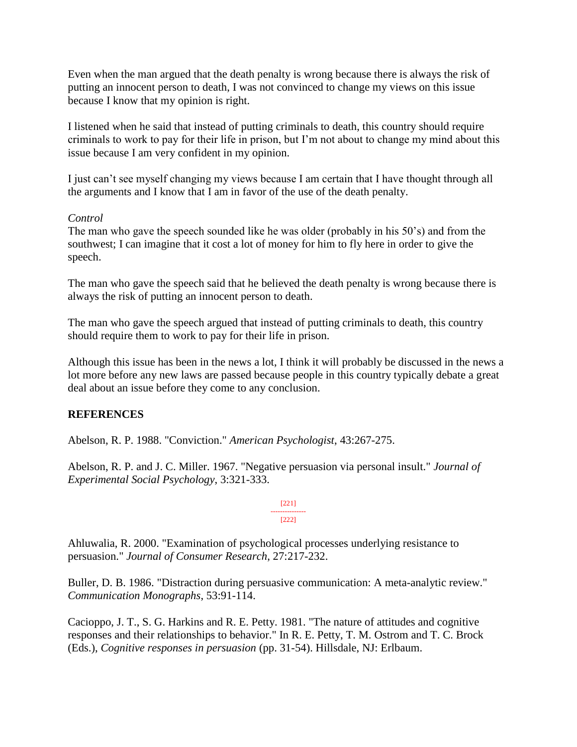Even when the man argued that the death penalty is wrong because there is always the risk of putting an innocent person to death, I was not convinced to change my views on this issue because I know that my opinion is right.

I listened when he said that instead of putting criminals to death, this country should require criminals to work to pay for their life in prison, but I'm not about to change my mind about this issue because I am very confident in my opinion.

I just can't see myself changing my views because I am certain that I have thought through all the arguments and I know that I am in favor of the use of the death penalty.

*Control*
The man who gave the speech sounded like he was older (probably in his 50's) and from the southwest; I can imagine that it cost a lot of money for him to fly here in order to give the speech.

The man who gave the speech said that he believed the death penalty is wrong because there is always the risk of putting an innocent person to death.

The man who gave the speech argued that instead of putting criminals to death, this country should require them to work to pay for their life in prison.

Although this issue has been in the news a lot, I think it will probably be discussed in the news a lot more before any new laws are passed because people in this country typically debate a great deal about an issue before they come to any conclusion.

## REFERENCES

Abelson, R. P. 1988. "Conviction." *American Psychologist*, 43:267-275.

Abelson, R. P. and J. C. Miller. 1967. "Negative persuasion via personal insult." *Journal of Experimental Social Psychology*, 3:321-333.

Ahluwalia, R. 2000. "Examination of psychological processes underlying resistance to persuasion." *Journal of Consumer Research*, 27:217-232.

Buller, D. B. 1986. "Distraction during persuasive communication: A meta-analytic review." *Communication Monographs*, 53:91-114.

Cacioppo, J. T., S. G. Harkins and R. E. Petty. 1981. "The nature of attitudes and cognitive responses and their relationships to behavior." In R. E. Petty, T. M. Ostrom and T. C. Brock (Eds.), *Cognitive responses in persuasion* (pp. 31-54). Hillsdale, NJ: Erlbaum.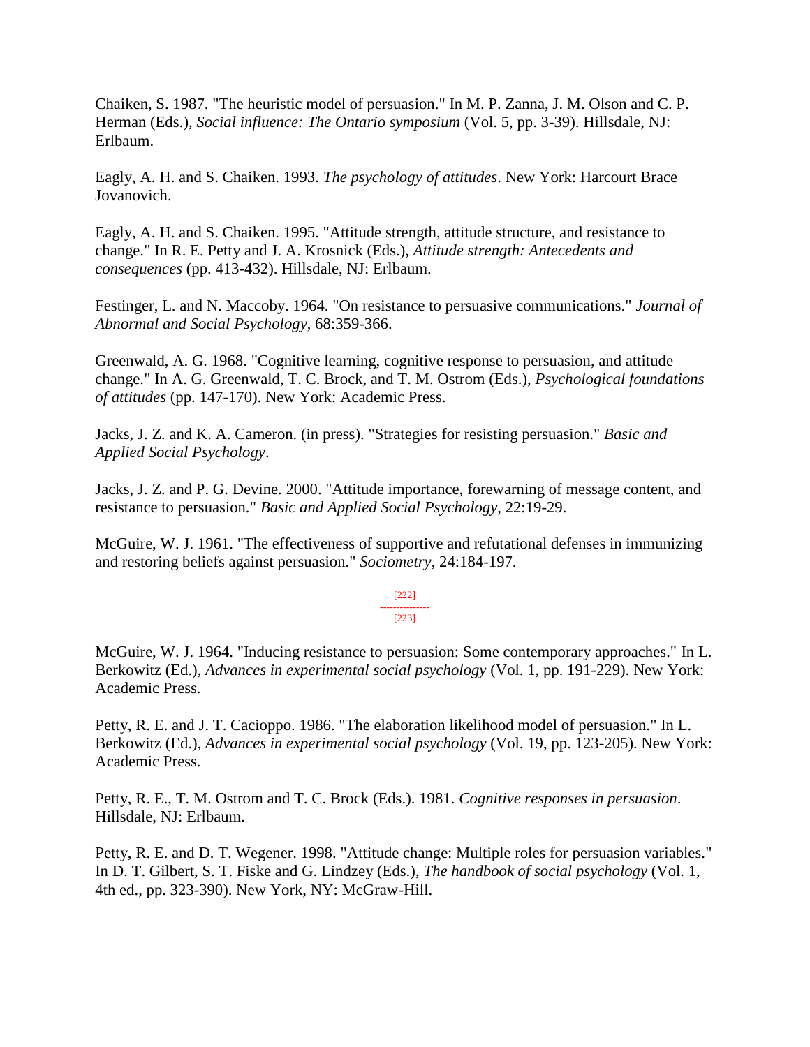Chaiken, S. 1987. "The heuristic model of persuasion." In M. P. Zanna, J. M. Olson and C. P. Herman (Eds.), *Social influence: The Ontario symposium* (Vol. 5, pp. 3-39). Hillsdale, NJ: Erlbaum.

Eagly, A. H. and S. Chaiken. 1993. *The psychology of attitudes*. New York: Harcourt Brace Jovanovich.

Eagly, A. H. and S. Chaiken. 1995. "Attitude strength, attitude structure, and resistance to change." In R. E. Petty and J. A. Krosnick (Eds.), *Attitude strength: Antecedents and consequences* (pp. 413-432). Hillsdale, NJ: Erlbaum.

Festinger, L. and N. Maccoby. 1964. "On resistance to persuasive communications." *Journal of Abnormal and Social Psychology*, 68:359-366.

Greenwald, A. G. 1968. "Cognitive learning, cognitive response to persuasion, and attitude change." In A. G. Greenwald, T. C. Brock, and T. M. Ostrom (Eds.), *Psychological foundations of attitudes* (pp. 147-170). New York: Academic Press.

Jacks, J. Z. and K. A. Cameron. (in press). "Strategies for resisting persuasion." *Basic and Applied Social Psychology*.

Jacks, J. Z. and P. G. Devine. 2000. "Attitude importance, forewarning of message content, and resistance to persuasion." *Basic and Applied Social Psychology*, 22:19-29.

McGuire, W. J. 1961. "The effectiveness of supportive and refutational defenses in immunizing and restoring beliefs against persuasion." *Sociometry*, 24:184-197.

McGuire, W. J. 1964. "Inducing resistance to persuasion: Some contemporary approaches." In L. Berkowitz (Ed.), *Advances in experimental social psychology* (Vol. 1, pp. 191-229). New York: Academic Press.

Petty, R. E. and J. T. Cacioppo. 1986. "The elaboration likelihood model of persuasion." In L. Berkowitz (Ed.), *Advances in experimental social psychology* (Vol. 19, pp. 123-205). New York: Academic Press.

Petty, R. E., T. M. Ostrom and T. C. Brock (Eds.). 1981. *Cognitive responses in persuasion*. Hillsdale, NJ: Erlbaum.

Petty, R. E. and D. T. Wegener. 1998. "Attitude change: Multiple roles for persuasion variables." In D. T. Gilbert, S. T. Fiske and G. Lindzey (Eds.), *The handbook of social psychology* (Vol. 1, 4th ed., pp. 323-390). New York, NY: McGraw-Hill.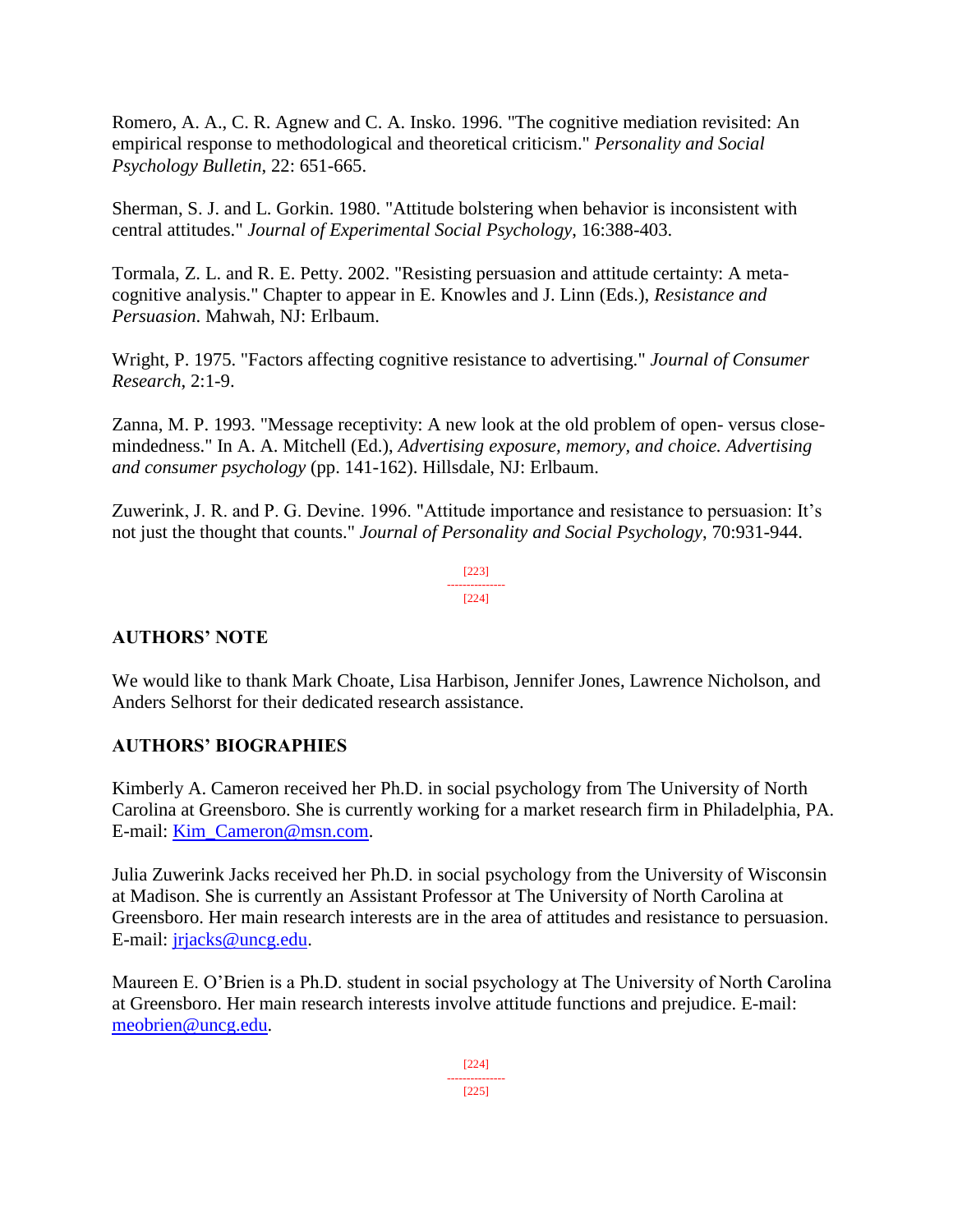Romero, A. A., C. R. Agnew and C. A. Insko. 1996. "The cognitive mediation revisited: An empirical response to methodological and theoretical criticism." *Personality and Social Psychology Bulletin*, 22: 651-665.

Sherman, S. J. and L. Gorkin. 1980. "Attitude bolstering when behavior is inconsistent with central attitudes." *Journal of Experimental Social Psychology*, 16:388-403.

Tormala, Z. L. and R. E. Petty. 2002. "Resisting persuasion and attitude certainty: A meta-cognitive analysis." Chapter to appear in E. Knowles and J. Linn (Eds.), *Resistance and Persuasion*. Mahwah, NJ: Erlbaum.

Wright, P. 1975. "Factors affecting cognitive resistance to advertising." *Journal of Consumer Research*, 2:1-9.

Zanna, M. P. 1993. "Message receptivity: A new look at the old problem of open- versus close-mindedness." In A. A. Mitchell (Ed.), *Advertising exposure, memory, and choice. Advertising and consumer psychology* (pp. 141-162). Hillsdale, NJ: Erlbaum.

Zuwerink, J. R. and P. G. Devine. 1996. "Attitude importance and resistance to persuasion: It's not just the thought that counts." *Journal of Personality and Social Psychology*, 70:931-944.

## AUTHORS' NOTE

We would like to thank Mark Choate, Lisa Harbison, Jennifer Jones, Lawrence Nicholson, and Anders Selhorst for their dedicated research assistance.

## AUTHORS' BIOGRAPHIES

Kimberly A. Cameron received her Ph.D. in social psychology from The University of North Carolina at Greensboro. She is currently working for a market research firm in Philadelphia, PA. E-mail: Kim_Cameron@msn.com.

Julia Zuwerink Jacks received her Ph.D. in social psychology from the University of Wisconsin at Madison. She is currently an Assistant Professor at The University of North Carolina at Greensboro. Her main research interests are in the area of attitudes and resistance to persuasion. E-mail: jrjacks@uncg.edu.

Maureen E. O'Brien is a Ph.D. student in social psychology at The University of North Carolina at Greensboro. Her main research interests involve attitude functions and prejudice. E-mail: meobrien@uncg.edu.